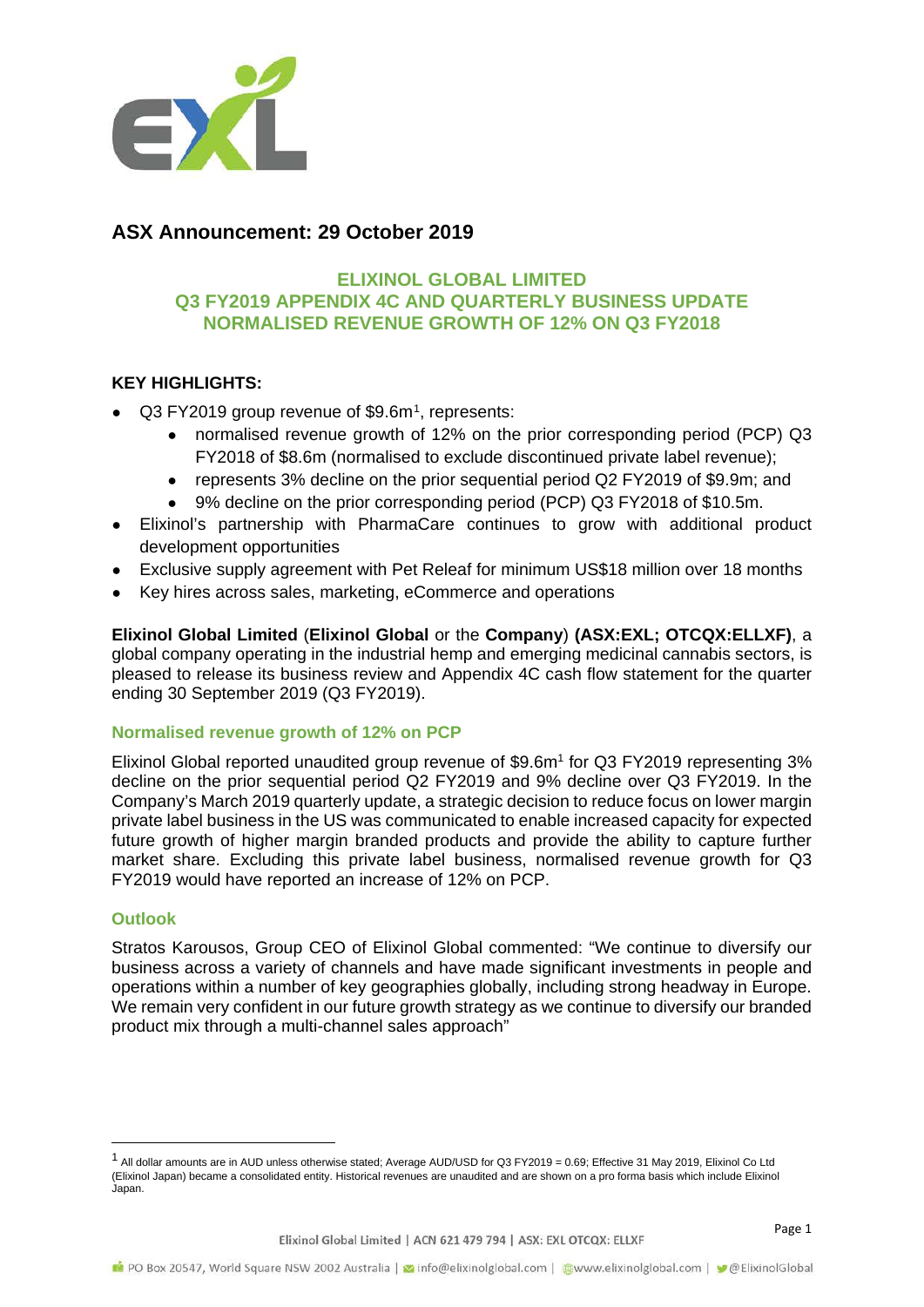## ASX Announcement: 29 October 2019

### ELIXINOL GLOBAL LIMITED
### Q3 FY2019 APPENDIX 4C AND QUARTERLY BUSINESS UPDATE
### NORMALISED REVENUE GROWTH OF 12% ON Q3 FY2018

**KEY HIGHLIGHTS:**

- Q3 FY2019 group revenue of $9.6m[1], represents:
  - normalised revenue growth of 12% on the prior corresponding period (PCP) Q3 FY2018 of $8.6m (normalised to exclude discontinued private label revenue);
  - represents 3% decline on the prior sequential period Q2 FY2019 of $9.9m; and
  - 9% decline on the prior corresponding period (PCP) Q3 FY2018 of $10.5m.
- Elixinol's partnership with PharmaCare continues to grow with additional product development opportunities
- Exclusive supply agreement with Pet Releaf for minimum US$18 million over 18 months
- Key hires across sales, marketing, eCommerce and operations

**Elixinol Global Limited** (**Elixinol Global** or the **Company**) **(ASX:EXL; OTCQX:ELLXF)**, a global company operating in the industrial hemp and emerging medicinal cannabis sectors, is pleased to release its business review and Appendix 4C cash flow statement for the quarter ending 30 September 2019 (Q3 FY2019).

#### Normalised revenue growth of 12% on PCP

Elixinol Global reported unaudited group revenue of $9.6m[1] for Q3 FY2019 representing 3% decline on the prior sequential period Q2 FY2019 and 9% decline over Q3 FY2019. In the Company's March 2019 quarterly update, a strategic decision to reduce focus on lower margin private label business in the US was communicated to enable increased capacity for expected future growth of higher margin branded products and provide the ability to capture further market share. Excluding this private label business, normalised revenue growth for Q3 FY2019 would have reported an increase of 12% on PCP.

#### Outlook

Stratos Karousos, Group CEO of Elixinol Global commented: "We continue to diversify our business across a variety of channels and have made significant investments in people and operations within a number of key geographies globally, including strong headway in Europe. We remain very confident in our future growth strategy as we continue to diversify our branded product mix through a multi-channel sales approach"

---

[1] All dollar amounts are in AUD unless otherwise stated; Average AUD/USD for Q3 FY2019 = 0.69; Effective 31 May 2019, Elixinol Co Ltd (Elixinol Japan) became a consolidated entity. Historical revenues are unaudited and are shown on a pro forma basis which include Elixinol Japan.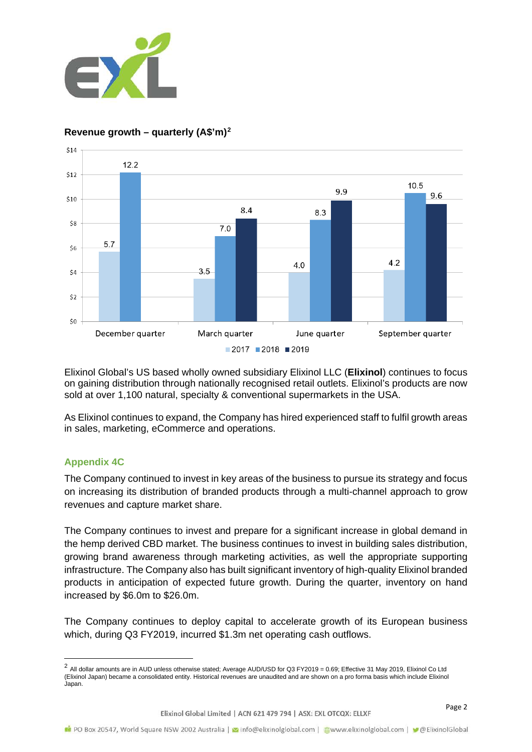## Revenue growth – quarterly (A$'m)[2]

| Quarter | 2017 | 2018 | 2019 |
|---|---|---|---|
| December quarter | 5.7 | 12.2 | |
| March quarter | 3.5 | 7.0 | 8.4 |
| June quarter | 4.0 | 8.3 | 9.9 |
| September quarter | 4.2 | 10.5 | 9.6 |

Elixinol Global's US based wholly owned subsidiary Elixinol LLC (**Elixinol**) continues to focus on gaining distribution through nationally recognised retail outlets. Elixinol's products are now sold at over 1,100 natural, specialty & conventional supermarkets in the USA.

As Elixinol continues to expand, the Company has hired experienced staff to fulfil growth areas in sales, marketing, eCommerce and operations.

### Appendix 4C

The Company continued to invest in key areas of the business to pursue its strategy and focus on increasing its distribution of branded products through a multi-channel approach to grow revenues and capture market share.

The Company continues to invest and prepare for a significant increase in global demand in the hemp derived CBD market. The business continues to invest in building sales distribution, growing brand awareness through marketing activities, as well the appropriate supporting infrastructure. The Company also has built significant inventory of high-quality Elixinol branded products in anticipation of expected future growth. During the quarter, inventory on hand increased by $6.0m to $26.0m.

The Company continues to deploy capital to accelerate growth of its European business which, during Q3 FY2019, incurred $1.3m net operating cash outflows.

[2] All dollar amounts are in AUD unless otherwise stated; Average AUD/USD for Q3 FY2019 = 0.69; Effective 31 May 2019, Elixinol Co Ltd (Elixinol Japan) became a consolidated entity. Historical revenues are unaudited and are shown on a pro forma basis which include Elixinol Japan.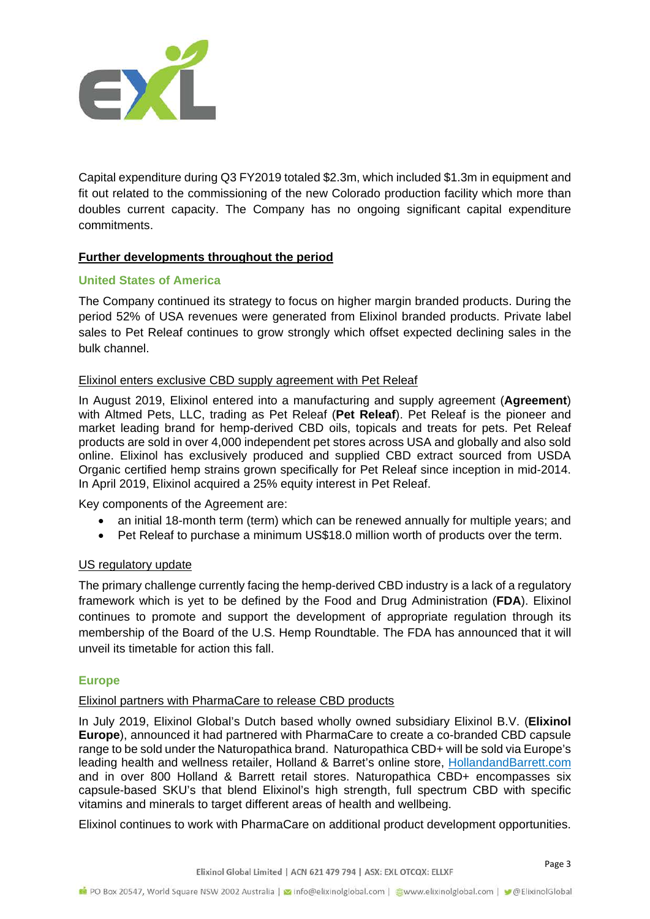Capital expenditure during Q3 FY2019 totaled $2.3m, which included $1.3m in equipment and fit out related to the commissioning of the new Colorado production facility which more than doubles current capacity. The Company has no ongoing significant capital expenditure commitments.

## Further developments throughout the period

### United States of America

The Company continued its strategy to focus on higher margin branded products. During the period 52% of USA revenues were generated from Elixinol branded products. Private label sales to Pet Releaf continues to grow strongly which offset expected declining sales in the bulk channel.

#### Elixinol enters exclusive CBD supply agreement with Pet Releaf

In August 2019, Elixinol entered into a manufacturing and supply agreement (**Agreement**) with Altmed Pets, LLC, trading as Pet Releaf (**Pet Releaf**). Pet Releaf is the pioneer and market leading brand for hemp-derived CBD oils, topicals and treats for pets. Pet Releaf products are sold in over 4,000 independent pet stores across USA and globally and also sold online. Elixinol has exclusively produced and supplied CBD extract sourced from USDA Organic certified hemp strains grown specifically for Pet Releaf since inception in mid-2014. In April 2019, Elixinol acquired a 25% equity interest in Pet Releaf.

Key components of the Agreement are:

- an initial 18-month term (term) which can be renewed annually for multiple years; and
- Pet Releaf to purchase a minimum US$18.0 million worth of products over the term.

#### US regulatory update

The primary challenge currently facing the hemp-derived CBD industry is a lack of a regulatory framework which is yet to be defined by the Food and Drug Administration (**FDA**). Elixinol continues to promote and support the development of appropriate regulation through its membership of the Board of the U.S. Hemp Roundtable. The FDA has announced that it will unveil its timetable for action this fall.

### Europe

#### Elixinol partners with PharmaCare to release CBD products

In July 2019, Elixinol Global's Dutch based wholly owned subsidiary Elixinol B.V. (**Elixinol Europe**), announced it had partnered with PharmaCare to create a co-branded CBD capsule range to be sold under the Naturopathica brand. Naturopathica CBD+ will be sold via Europe's leading health and wellness retailer, Holland & Barret's online store, HollandandBarrett.com and in over 800 Holland & Barrett retail stores. Naturopathica CBD+ encompasses six capsule-based SKU's that blend Elixinol's high strength, full spectrum CBD with specific vitamins and minerals to target different areas of health and wellbeing.

Elixinol continues to work with PharmaCare on additional product development opportunities.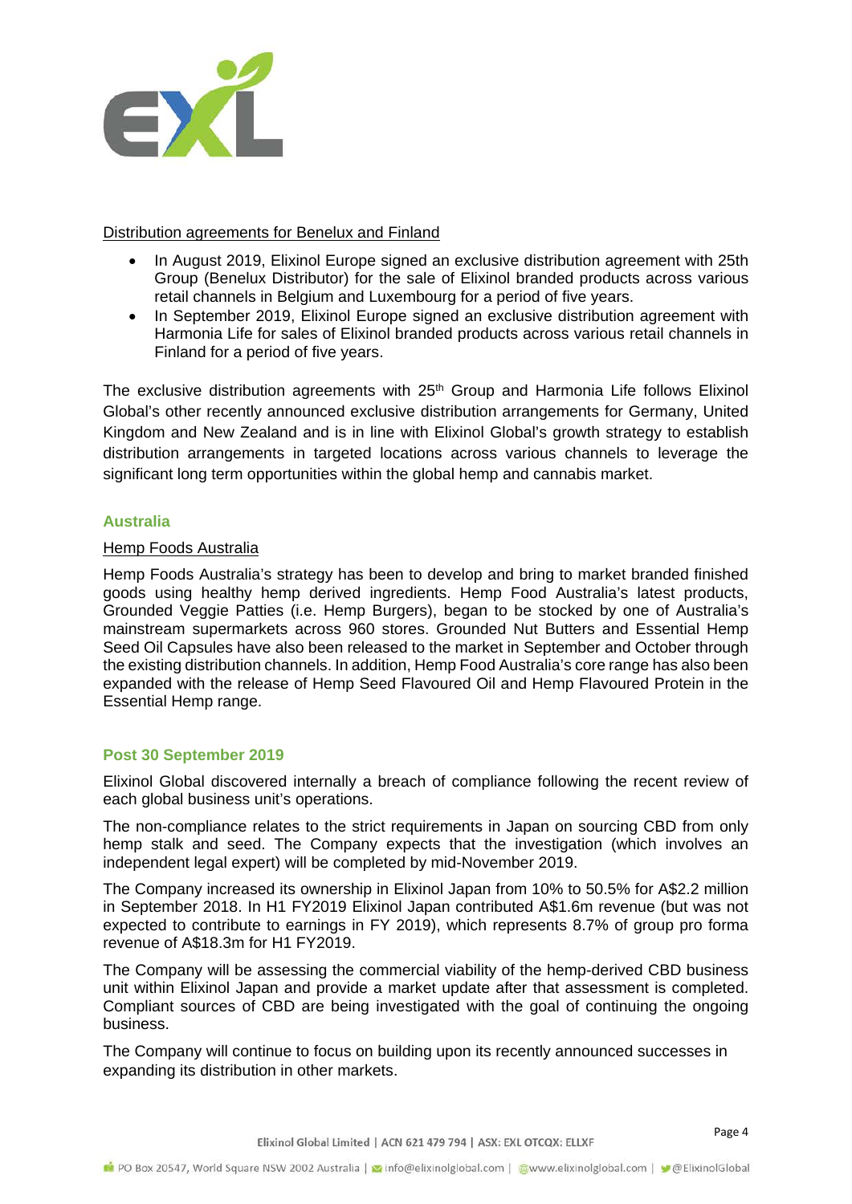Distribution agreements for Benelux and Finland

- In August 2019, Elixinol Europe signed an exclusive distribution agreement with 25th Group (Benelux Distributor) for the sale of Elixinol branded products across various retail channels in Belgium and Luxembourg for a period of five years.
- In September 2019, Elixinol Europe signed an exclusive distribution agreement with Harmonia Life for sales of Elixinol branded products across various retail channels in Finland for a period of five years.

The exclusive distribution agreements with 25th Group and Harmonia Life follows Elixinol Global's other recently announced exclusive distribution arrangements for Germany, United Kingdom and New Zealand and is in line with Elixinol Global's growth strategy to establish distribution arrangements in targeted locations across various channels to leverage the significant long term opportunities within the global hemp and cannabis market.

## Australia

Hemp Foods Australia

Hemp Foods Australia's strategy has been to develop and bring to market branded finished goods using healthy hemp derived ingredients. Hemp Food Australia's latest products, Grounded Veggie Patties (i.e. Hemp Burgers), began to be stocked by one of Australia's mainstream supermarkets across 960 stores. Grounded Nut Butters and Essential Hemp Seed Oil Capsules have also been released to the market in September and October through the existing distribution channels. In addition, Hemp Food Australia's core range has also been expanded with the release of Hemp Seed Flavoured Oil and Hemp Flavoured Protein in the Essential Hemp range.

## Post 30 September 2019

Elixinol Global discovered internally a breach of compliance following the recent review of each global business unit's operations.

The non-compliance relates to the strict requirements in Japan on sourcing CBD from only hemp stalk and seed. The Company expects that the investigation (which involves an independent legal expert) will be completed by mid-November 2019.

The Company increased its ownership in Elixinol Japan from 10% to 50.5% for A$2.2 million in September 2018. In H1 FY2019 Elixinol Japan contributed A$1.6m revenue (but was not expected to contribute to earnings in FY 2019), which represents 8.7% of group pro forma revenue of A$18.3m for H1 FY2019.

The Company will be assessing the commercial viability of the hemp-derived CBD business unit within Elixinol Japan and provide a market update after that assessment is completed. Compliant sources of CBD are being investigated with the goal of continuing the ongoing business.

The Company will continue to focus on building upon its recently announced successes in expanding its distribution in other markets.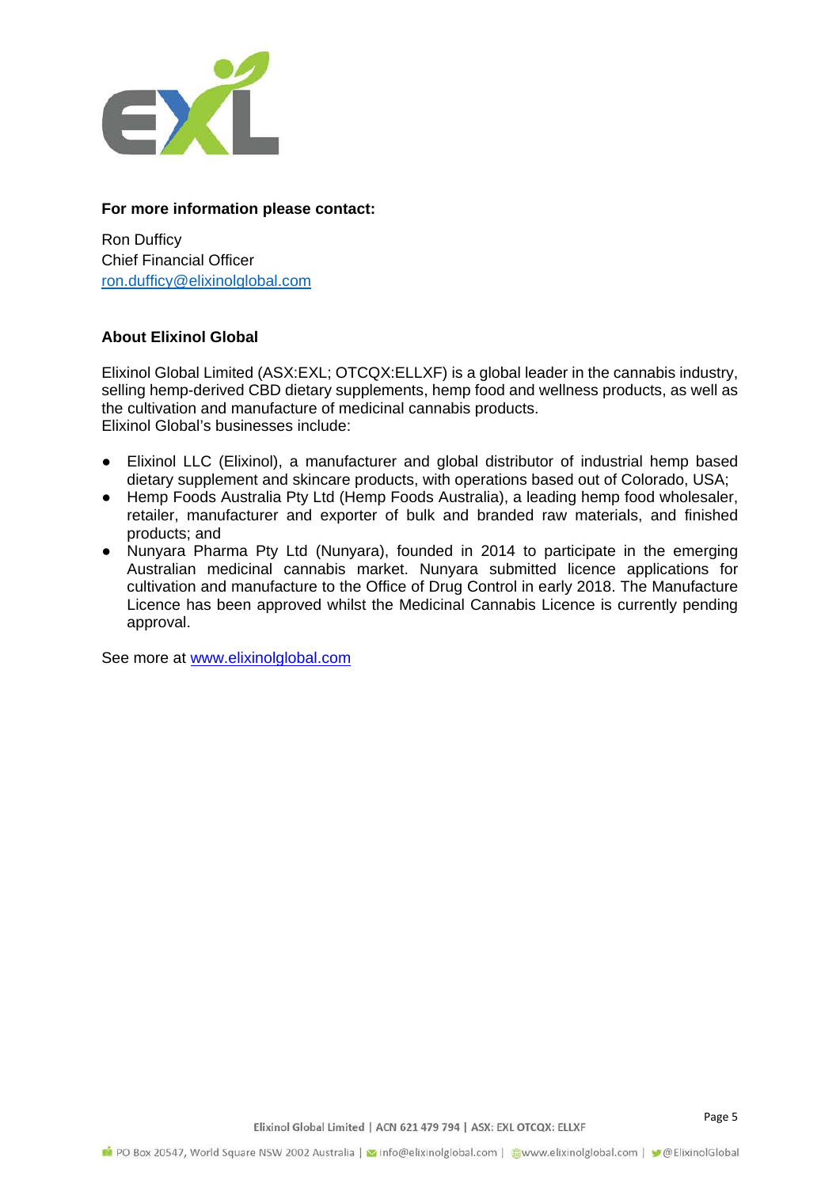**For more information please contact:**

Ron Dufficy
Chief Financial Officer
ron.dufficy@elixinolglobal.com

**About Elixinol Global**

Elixinol Global Limited (ASX:EXL; OTCQX:ELLXF) is a global leader in the cannabis industry, selling hemp-derived CBD dietary supplements, hemp food and wellness products, as well as the cultivation and manufacture of medicinal cannabis products.
Elixinol Global's businesses include:

- Elixinol LLC (Elixinol), a manufacturer and global distributor of industrial hemp based dietary supplement and skincare products, with operations based out of Colorado, USA;
- Hemp Foods Australia Pty Ltd (Hemp Foods Australia), a leading hemp food wholesaler, retailer, manufacturer and exporter of bulk and branded raw materials, and finished products; and
- Nunyara Pharma Pty Ltd (Nunyara), founded in 2014 to participate in the emerging Australian medicinal cannabis market. Nunyara submitted licence applications for cultivation and manufacture to the Office of Drug Control in early 2018. The Manufacture Licence has been approved whilst the Medicinal Cannabis Licence is currently pending approval.

See more at www.elixinolglobal.com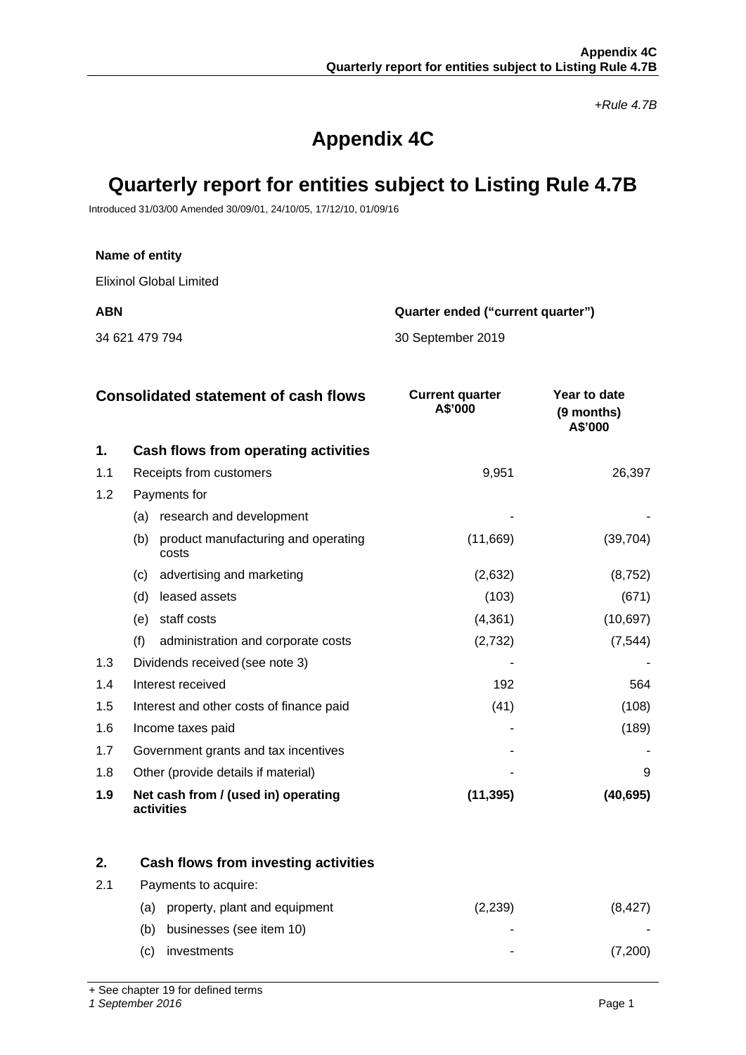*+Rule 4.7B*

# Appendix 4C

# Quarterly report for entities subject to Listing Rule 4.7B

Introduced 31/03/00 Amended 30/09/01, 24/10/05, 17/12/10, 01/09/16

**Name of entity**

Elixinol Global Limited

| **ABN** | **Quarter ended ("current quarter")** |
|---|---|
| 34 621 479 794 | 30 September 2019 |

| | **Consolidated statement of cash flows** | **Current quarter A$'000** | **Year to date (9 months) A$'000** |
|---|---|---|---|
| **1.** | **Cash flows from operating activities** | | |
| 1.1 | Receipts from customers | 9,951 | 26,397 |
| 1.2 | Payments for | | |
| | (a) research and development | - | - |
| | (b) product manufacturing and operating costs | (11,669) | (39,704) |
| | (c) advertising and marketing | (2,632) | (8,752) |
| | (d) leased assets | (103) | (671) |
| | (e) staff costs | (4,361) | (10,697) |
| | (f) administration and corporate costs | (2,732) | (7,544) |
| 1.3 | Dividends received (see note 3) | - | - |
| 1.4 | Interest received | 192 | 564 |
| 1.5 | Interest and other costs of finance paid | (41) | (108) |
| 1.6 | Income taxes paid | - | (189) |
| 1.7 | Government grants and tax incentives | - | - |
| 1.8 | Other (provide details if material) | - | 9 |
| **1.9** | **Net cash from / (used in) operating activities** | **(11,395)** | **(40,695)** |
| **2.** | **Cash flows from investing activities** | | |
| 2.1 | Payments to acquire: | | |
| | (a) property, plant and equipment | (2,239) | (8,427) |
| | (b) businesses (see item 10) | - | - |
| | (c) investments | - | (7,200) |

+ See chapter 19 for defined terms
*1 September 2016*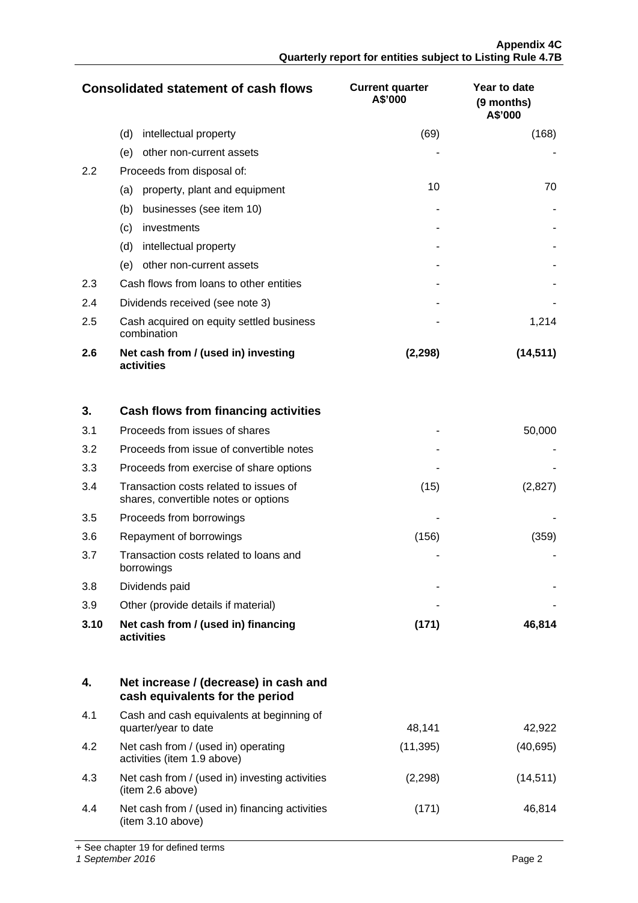| | Consolidated statement of cash flows | Current quarter A$'000 | Year to date (9 months) A$'000 |
|---|---|---|---|
| | (d) intellectual property | (69) | (168) |
| | (e) other non-current assets | - | - |
| 2.2 | Proceeds from disposal of: | | |
| | (a) property, plant and equipment | 10 | 70 |
| | (b) businesses (see item 10) | - | - |
| | (c) investments | - | - |
| | (d) intellectual property | - | - |
| | (e) other non-current assets | - | - |
| 2.3 | Cash flows from loans to other entities | - | - |
| 2.4 | Dividends received (see note 3) | - | - |
| 2.5 | Cash acquired on equity settled business combination | - | 1,214 |
| **2.6** | **Net cash from / (used in) investing activities** | **(2,298)** | **(14,511)** |
| | | | |
| **3.** | **Cash flows from financing activities** | | |
| 3.1 | Proceeds from issues of shares | - | 50,000 |
| 3.2 | Proceeds from issue of convertible notes | - | - |
| 3.3 | Proceeds from exercise of share options | - | - |
| 3.4 | Transaction costs related to issues of shares, convertible notes or options | (15) | (2,827) |
| 3.5 | Proceeds from borrowings | - | - |
| 3.6 | Repayment of borrowings | (156) | (359) |
| 3.7 | Transaction costs related to loans and borrowings | - | - |
| 3.8 | Dividends paid | - | - |
| 3.9 | Other (provide details if material) | - | - |
| **3.10** | **Net cash from / (used in) financing activities** | **(171)** | **46,814** |
| | | | |
| **4.** | **Net increase / (decrease) in cash and cash equivalents for the period** | | |
| 4.1 | Cash and cash equivalents at beginning of quarter/year to date | 48,141 | 42,922 |
| 4.2 | Net cash from / (used in) operating activities (item 1.9 above) | (11,395) | (40,695) |
| 4.3 | Net cash from / (used in) investing activities (item 2.6 above) | (2,298) | (14,511) |
| 4.4 | Net cash from / (used in) financing activities (item 3.10 above) | (171) | 46,814 |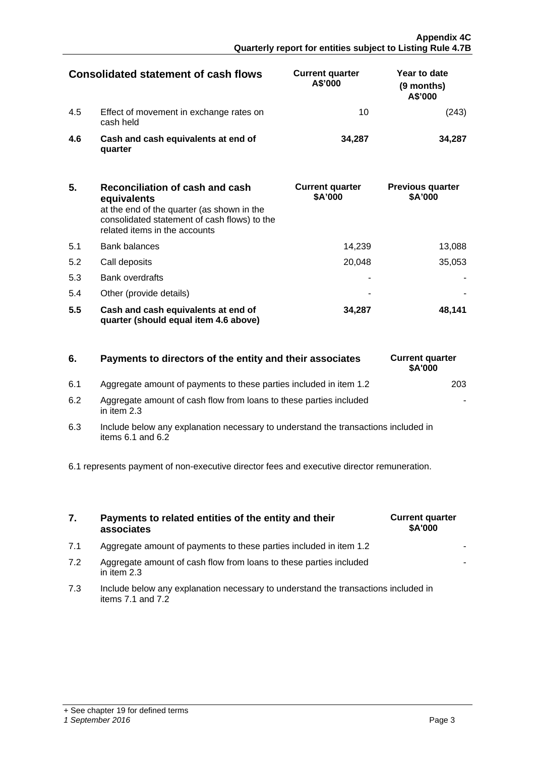| Consolidated statement of cash flows | | Current quarter A$'000 | Year to date (9 months) A$'000 |
|---|---|---|---|
| 4.5 | Effect of movement in exchange rates on cash held | 10 | (243) |
| **4.6** | **Cash and cash equivalents at end of quarter** | **34,287** | **34,287** |

| **5.** | **Reconciliation of cash and cash equivalents** at the end of the quarter (as shown in the consolidated statement of cash flows) to the related items in the accounts | **Current quarter $A'000** | **Previous quarter $A'000** |
|---|---|---|---|
| 5.1 | Bank balances | 14,239 | 13,088 |
| 5.2 | Call deposits | 20,048 | 35,053 |
| 5.3 | Bank overdrafts | - | - |
| 5.4 | Other (provide details) | - | - |
| **5.5** | **Cash and cash equivalents at end of quarter (should equal item 4.6 above)** | **34,287** | **48,141** |

| **6.** | **Payments to directors of the entity and their associates** | **Current quarter $A'000** |
|---|---|---|
| 6.1 | Aggregate amount of payments to these parties included in item 1.2 | 203 |
| 6.2 | Aggregate amount of cash flow from loans to these parties included in item 2.3 | - |

6.3 Include below any explanation necessary to understand the transactions included in items 6.1 and 6.2

6.1 represents payment of non-executive director fees and executive director remuneration.

| **7.** | **Payments to related entities of the entity and their associates** | **Current quarter $A'000** |
|---|---|---|
| 7.1 | Aggregate amount of payments to these parties included in item 1.2 | - |
| 7.2 | Aggregate amount of cash flow from loans to these parties included in item 2.3 | - |

7.3 Include below any explanation necessary to understand the transactions included in items 7.1 and 7.2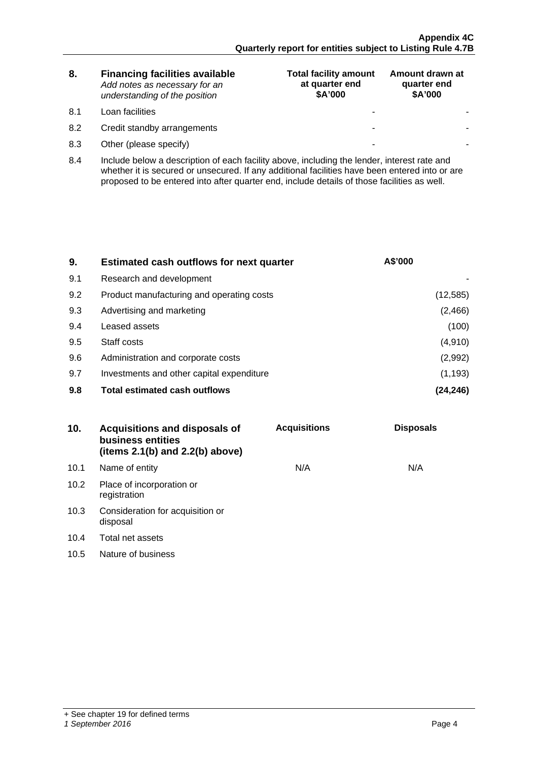| 8. | **Financing facilities available** *Add notes as necessary for an understanding of the position* | **Total facility amount at quarter end $A'000** | **Amount drawn at quarter end $A'000** |
|---|---|---|---|
| 8.1 | Loan facilities | - | - |
| 8.2 | Credit standby arrangements | - | - |
| 8.3 | Other (please specify) | - | - |

8.4 Include below a description of each facility above, including the lender, interest rate and whether it is secured or unsecured. If any additional facilities have been entered into or are proposed to be entered into after quarter end, include details of those facilities as well.

| 9. | **Estimated cash outflows for next quarter** | **A$'000** |
|---|---|---|
| 9.1 | Research and development | - |
| 9.2 | Product manufacturing and operating costs | (12,585) |
| 9.3 | Advertising and marketing | (2,466) |
| 9.4 | Leased assets | (100) |
| 9.5 | Staff costs | (4,910) |
| 9.6 | Administration and corporate costs | (2,992) |
| 9.7 | Investments and other capital expenditure | (1,193) |
| **9.8** | **Total estimated cash outflows** | **(24,246)** |

| 10. | **Acquisitions and disposals of business entities (items 2.1(b) and 2.2(b) above)** | **Acquisitions** | **Disposals** |
|---|---|---|---|
| 10.1 | Name of entity | N/A | N/A |
| 10.2 | Place of incorporation or registration | | |
| 10.3 | Consideration for acquisition or disposal | | |
| 10.4 | Total net assets | | |
| 10.5 | Nature of business | | |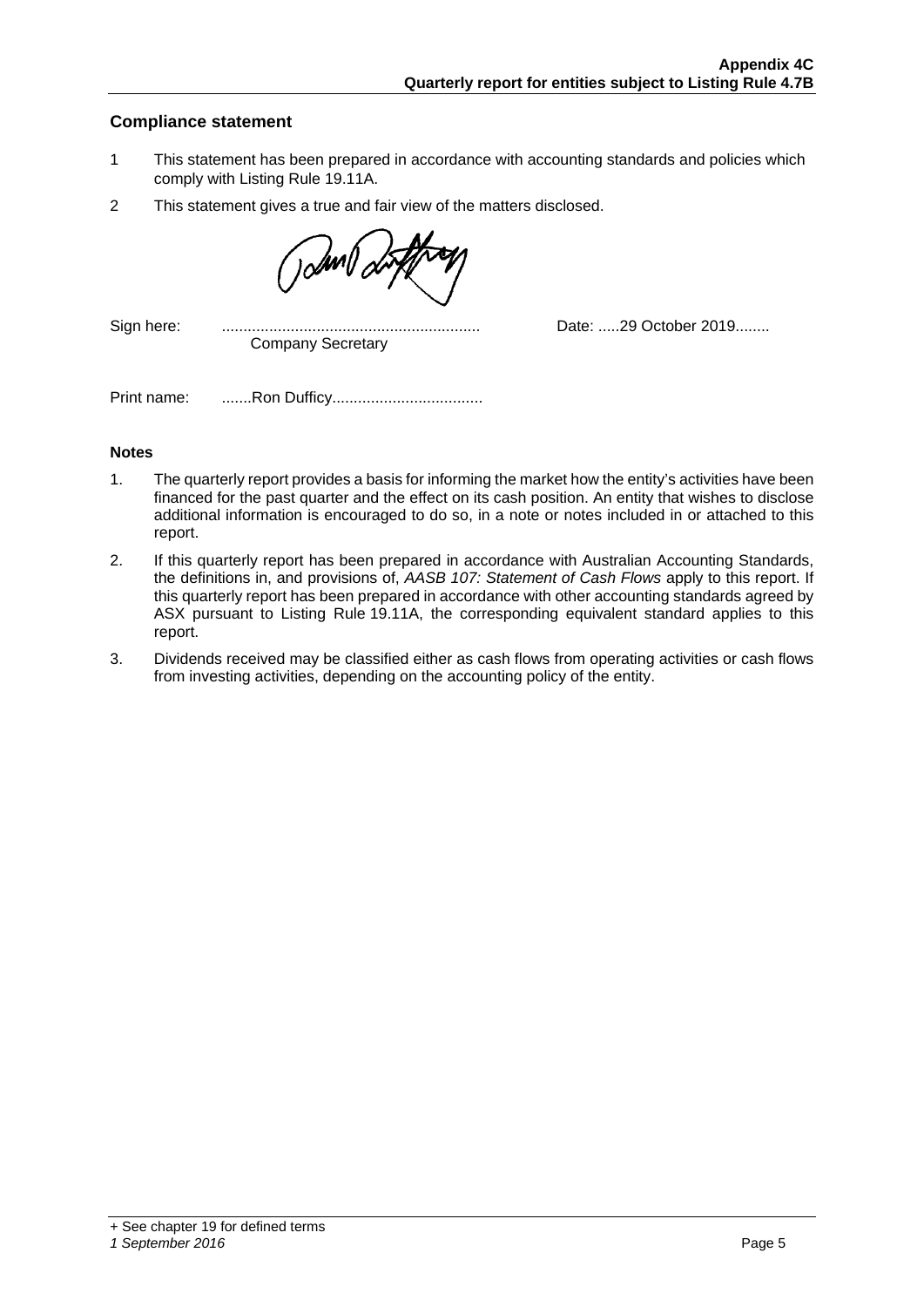## Compliance statement

1. This statement has been prepared in accordance with accounting standards and policies which comply with Listing Rule 19.11A.
2. This statement gives a true and fair view of the matters disclosed.

Sign here: ............................................................ Company Secretary

Date: .....29 October 2019........

Print name: .......Ron Dufficy...................................

### Notes

1. The quarterly report provides a basis for informing the market how the entity's activities have been financed for the past quarter and the effect on its cash position. An entity that wishes to disclose additional information is encouraged to do so, in a note or notes included in or attached to this report.
2. If this quarterly report has been prepared in accordance with Australian Accounting Standards, the definitions in, and provisions of, *AASB 107: Statement of Cash Flows* apply to this report. If this quarterly report has been prepared in accordance with other accounting standards agreed by ASX pursuant to Listing Rule 19.11A, the corresponding equivalent standard applies to this report.
3. Dividends received may be classified either as cash flows from operating activities or cash flows from investing activities, depending on the accounting policy of the entity.